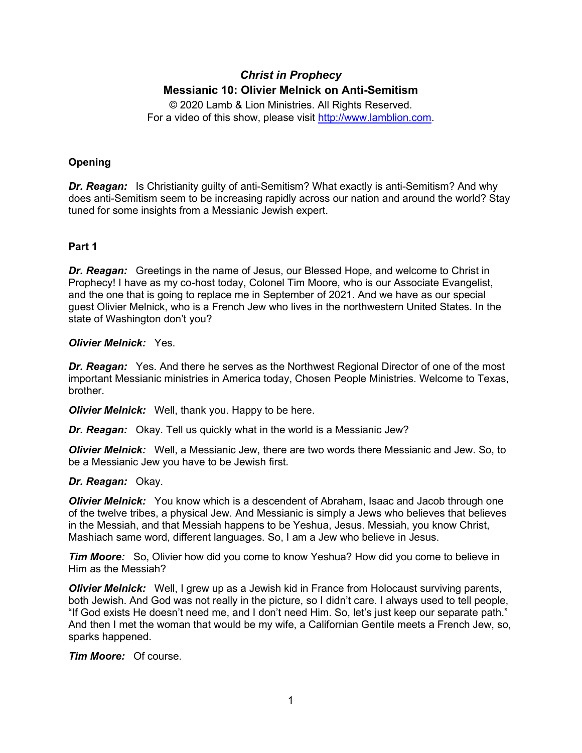# *Christ in Prophecy*

## Messianic 10: Olivier Melnick on Anti-Semitism

© 2020 Lamb & Lion Ministries. All Rights Reserved.
For a video of this show, please visit http://www.lamblion.com.

### Opening

***Dr. Reagan:*** Is Christianity guilty of anti-Semitism? What exactly is anti-Semitism? And why does anti-Semitism seem to be increasing rapidly across our nation and around the world? Stay tuned for some insights from a Messianic Jewish expert.

### Part 1

***Dr. Reagan:*** Greetings in the name of Jesus, our Blessed Hope, and welcome to Christ in Prophecy! I have as my co-host today, Colonel Tim Moore, who is our Associate Evangelist, and the one that is going to replace me in September of 2021. And we have as our special guest Olivier Melnick, who is a French Jew who lives in the northwestern United States. In the state of Washington don't you?

***Olivier Melnick:*** Yes.

***Dr. Reagan:*** Yes. And there he serves as the Northwest Regional Director of one of the most important Messianic ministries in America today, Chosen People Ministries. Welcome to Texas, brother.

***Olivier Melnick:*** Well, thank you. Happy to be here.

***Dr. Reagan:*** Okay. Tell us quickly what in the world is a Messianic Jew?

***Olivier Melnick:*** Well, a Messianic Jew, there are two words there Messianic and Jew. So, to be a Messianic Jew you have to be Jewish first.

***Dr. Reagan:*** Okay.

***Olivier Melnick:*** You know which is a descendent of Abraham, Isaac and Jacob through one of the twelve tribes, a physical Jew. And Messianic is simply a Jews who believes that believes in the Messiah, and that Messiah happens to be Yeshua, Jesus. Messiah, you know Christ, Mashiach same word, different languages. So, I am a Jew who believe in Jesus.

***Tim Moore:*** So, Olivier how did you come to know Yeshua? How did you come to believe in Him as the Messiah?

***Olivier Melnick:*** Well, I grew up as a Jewish kid in France from Holocaust surviving parents, both Jewish. And God was not really in the picture, so I didn't care. I always used to tell people, "If God exists He doesn't need me, and I don't need Him. So, let's just keep our separate path." And then I met the woman that would be my wife, a Californian Gentile meets a French Jew, so, sparks happened.

***Tim Moore:*** Of course.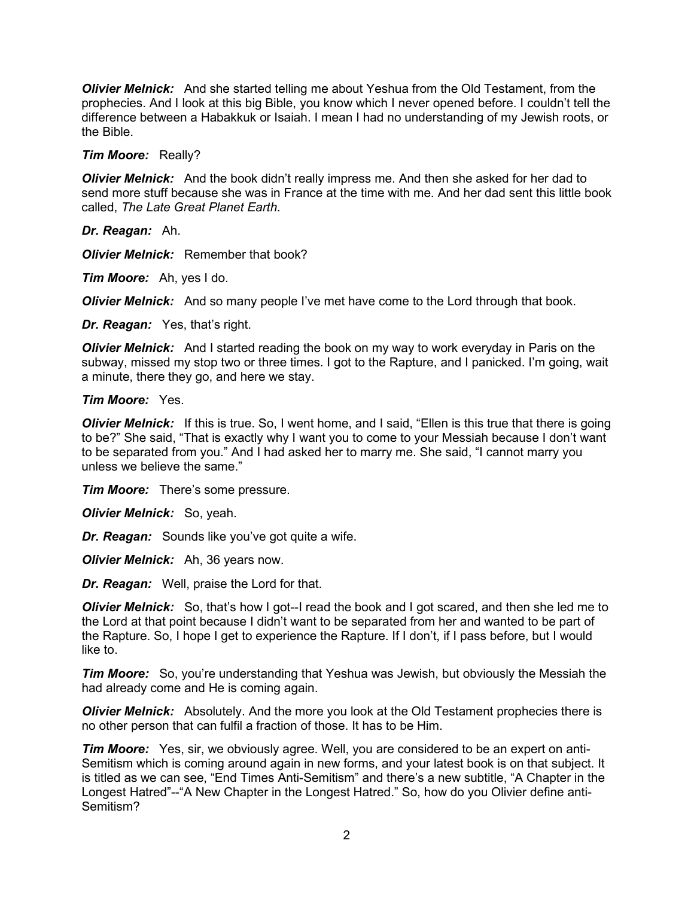***Olivier Melnick:*** And she started telling me about Yeshua from the Old Testament, from the prophecies. And I look at this big Bible, you know which I never opened before. I couldn't tell the difference between a Habakkuk or Isaiah. I mean I had no understanding of my Jewish roots, or the Bible.

***Tim Moore:*** Really?

***Olivier Melnick:*** And the book didn't really impress me. And then she asked for her dad to send more stuff because she was in France at the time with me. And her dad sent this little book called, *The Late Great Planet Earth*.

***Dr. Reagan:*** Ah.

***Olivier Melnick:*** Remember that book?

***Tim Moore:*** Ah, yes I do.

***Olivier Melnick:*** And so many people I've met have come to the Lord through that book.

***Dr. Reagan:*** Yes, that's right.

***Olivier Melnick:*** And I started reading the book on my way to work everyday in Paris on the subway, missed my stop two or three times. I got to the Rapture, and I panicked. I'm going, wait a minute, there they go, and here we stay.

***Tim Moore:*** Yes.

***Olivier Melnick:*** If this is true. So, I went home, and I said, "Ellen is this true that there is going to be?" She said, "That is exactly why I want you to come to your Messiah because I don't want to be separated from you." And I had asked her to marry me. She said, "I cannot marry you unless we believe the same."

***Tim Moore:*** There's some pressure.

***Olivier Melnick:*** So, yeah.

***Dr. Reagan:*** Sounds like you've got quite a wife.

***Olivier Melnick:*** Ah, 36 years now.

***Dr. Reagan:*** Well, praise the Lord for that.

***Olivier Melnick:*** So, that's how I got--I read the book and I got scared, and then she led me to the Lord at that point because I didn't want to be separated from her and wanted to be part of the Rapture. So, I hope I get to experience the Rapture. If I don't, if I pass before, but I would like to.

***Tim Moore:*** So, you're understanding that Yeshua was Jewish, but obviously the Messiah the had already come and He is coming again.

***Olivier Melnick:*** Absolutely. And the more you look at the Old Testament prophecies there is no other person that can fulfil a fraction of those. It has to be Him.

***Tim Moore:*** Yes, sir, we obviously agree. Well, you are considered to be an expert on anti-Semitism which is coming around again in new forms, and your latest book is on that subject. It is titled as we can see, "End Times Anti-Semitism" and there's a new subtitle, "A Chapter in the Longest Hatred"--"A New Chapter in the Longest Hatred." So, how do you Olivier define anti-Semitism?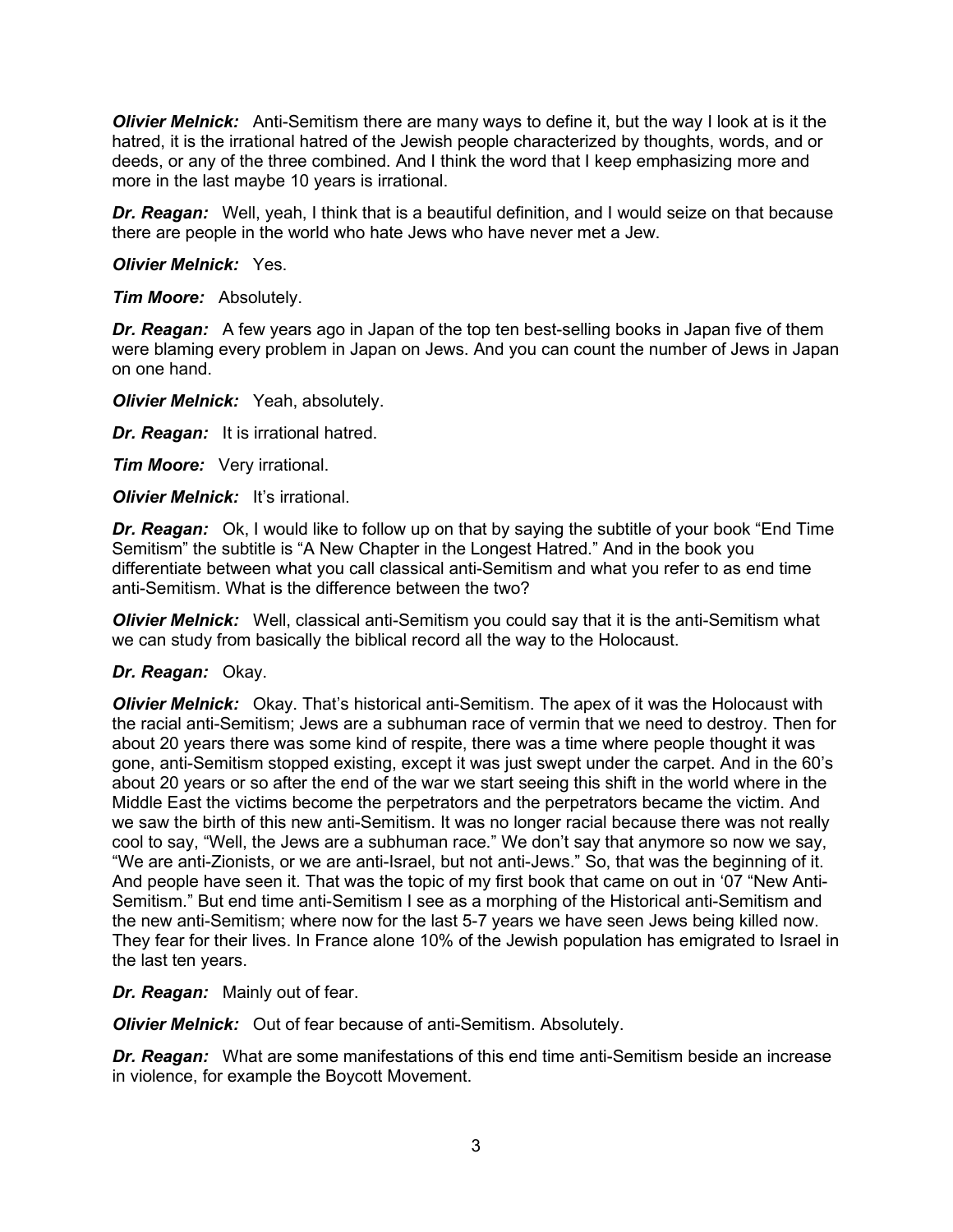***Olivier Melnick:*** Anti-Semitism there are many ways to define it, but the way I look at is it the hatred, it is the irrational hatred of the Jewish people characterized by thoughts, words, and or deeds, or any of the three combined. And I think the word that I keep emphasizing more and more in the last maybe 10 years is irrational.

***Dr. Reagan:*** Well, yeah, I think that is a beautiful definition, and I would seize on that because there are people in the world who hate Jews who have never met a Jew.

***Olivier Melnick:*** Yes.

***Tim Moore:*** Absolutely.

***Dr. Reagan:*** A few years ago in Japan of the top ten best-selling books in Japan five of them were blaming every problem in Japan on Jews. And you can count the number of Jews in Japan on one hand.

***Olivier Melnick:*** Yeah, absolutely.

***Dr. Reagan:*** It is irrational hatred.

***Tim Moore:*** Very irrational.

***Olivier Melnick:*** It's irrational.

***Dr. Reagan:*** Ok, I would like to follow up on that by saying the subtitle of your book "End Time Semitism" the subtitle is "A New Chapter in the Longest Hatred." And in the book you differentiate between what you call classical anti-Semitism and what you refer to as end time anti-Semitism. What is the difference between the two?

***Olivier Melnick:*** Well, classical anti-Semitism you could say that it is the anti-Semitism what we can study from basically the biblical record all the way to the Holocaust.

***Dr. Reagan:*** Okay.

***Olivier Melnick:*** Okay. That's historical anti-Semitism. The apex of it was the Holocaust with the racial anti-Semitism; Jews are a subhuman race of vermin that we need to destroy. Then for about 20 years there was some kind of respite, there was a time where people thought it was gone, anti-Semitism stopped existing, except it was just swept under the carpet. And in the 60's about 20 years or so after the end of the war we start seeing this shift in the world where in the Middle East the victims become the perpetrators and the perpetrators became the victim. And we saw the birth of this new anti-Semitism. It was no longer racial because there was not really cool to say, "Well, the Jews are a subhuman race." We don't say that anymore so now we say, "We are anti-Zionists, or we are anti-Israel, but not anti-Jews." So, that was the beginning of it. And people have seen it. That was the topic of my first book that came on out in '07 "New Anti-Semitism." But end time anti-Semitism I see as a morphing of the Historical anti-Semitism and the new anti-Semitism; where now for the last 5-7 years we have seen Jews being killed now. They fear for their lives. In France alone 10% of the Jewish population has emigrated to Israel in the last ten years.

***Dr. Reagan:*** Mainly out of fear.

***Olivier Melnick:*** Out of fear because of anti-Semitism. Absolutely.

***Dr. Reagan:*** What are some manifestations of this end time anti-Semitism beside an increase in violence, for example the Boycott Movement.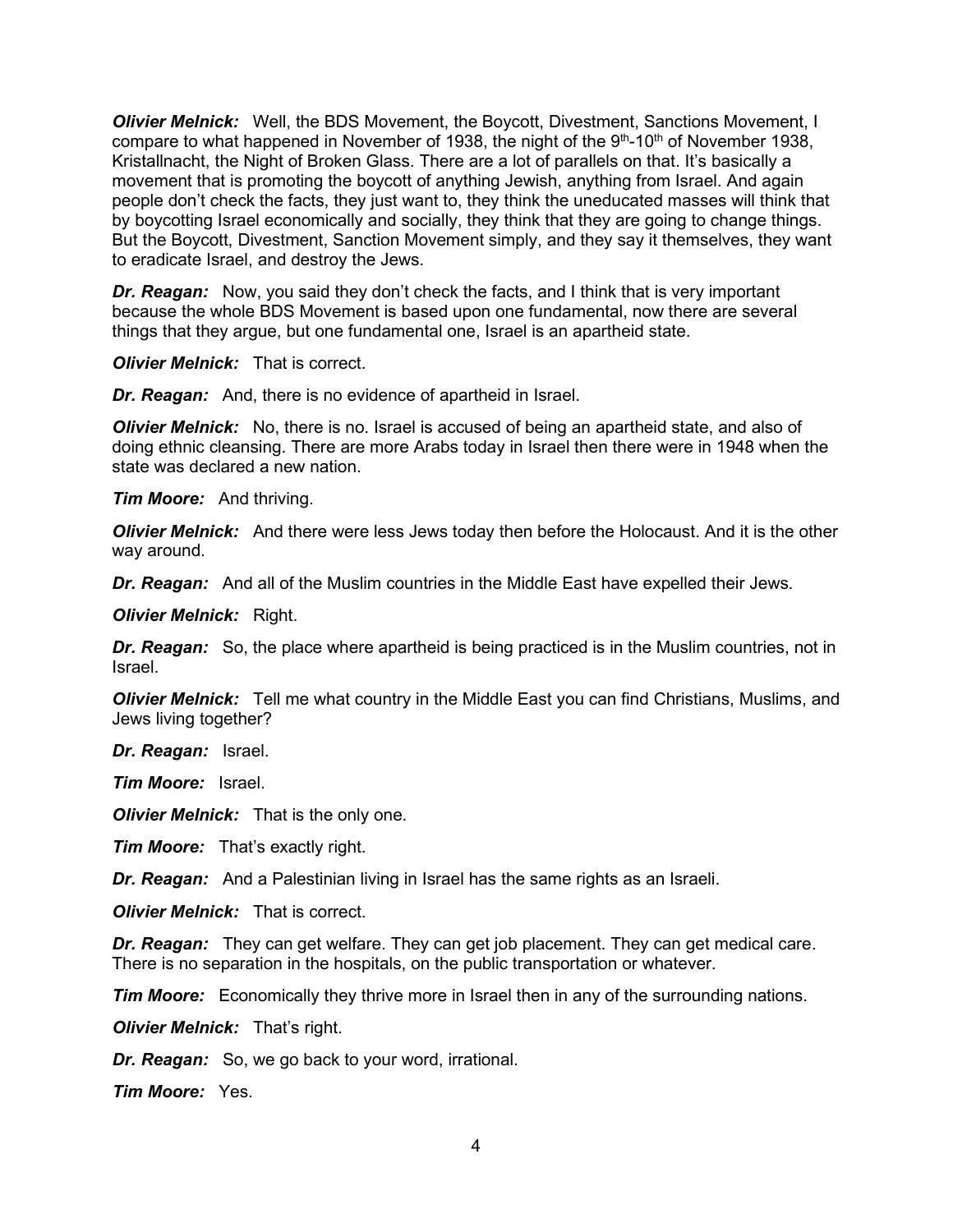***Olivier Melnick:*** Well, the BDS Movement, the Boycott, Divestment, Sanctions Movement, I compare to what happened in November of 1938, the night of the 9th-10th of November 1938, Kristallnacht, the Night of Broken Glass. There are a lot of parallels on that. It's basically a movement that is promoting the boycott of anything Jewish, anything from Israel. And again people don't check the facts, they just want to, they think the uneducated masses will think that by boycotting Israel economically and socially, they think that they are going to change things. But the Boycott, Divestment, Sanction Movement simply, and they say it themselves, they want to eradicate Israel, and destroy the Jews.

***Dr. Reagan:*** Now, you said they don't check the facts, and I think that is very important because the whole BDS Movement is based upon one fundamental, now there are several things that they argue, but one fundamental one, Israel is an apartheid state.

***Olivier Melnick:*** That is correct.

***Dr. Reagan:*** And, there is no evidence of apartheid in Israel.

***Olivier Melnick:*** No, there is no. Israel is accused of being an apartheid state, and also of doing ethnic cleansing. There are more Arabs today in Israel then there were in 1948 when the state was declared a new nation.

***Tim Moore:*** And thriving.

***Olivier Melnick:*** And there were less Jews today then before the Holocaust. And it is the other way around.

***Dr. Reagan:*** And all of the Muslim countries in the Middle East have expelled their Jews.

***Olivier Melnick:*** Right.

***Dr. Reagan:*** So, the place where apartheid is being practiced is in the Muslim countries, not in Israel.

***Olivier Melnick:*** Tell me what country in the Middle East you can find Christians, Muslims, and Jews living together?

***Dr. Reagan:*** Israel.

***Tim Moore:*** Israel.

***Olivier Melnick:*** That is the only one.

***Tim Moore:*** That's exactly right.

***Dr. Reagan:*** And a Palestinian living in Israel has the same rights as an Israeli.

***Olivier Melnick:*** That is correct.

***Dr. Reagan:*** They can get welfare. They can get job placement. They can get medical care. There is no separation in the hospitals, on the public transportation or whatever.

***Tim Moore:*** Economically they thrive more in Israel then in any of the surrounding nations.

***Olivier Melnick:*** That's right.

***Dr. Reagan:*** So, we go back to your word, irrational.

***Tim Moore:*** Yes.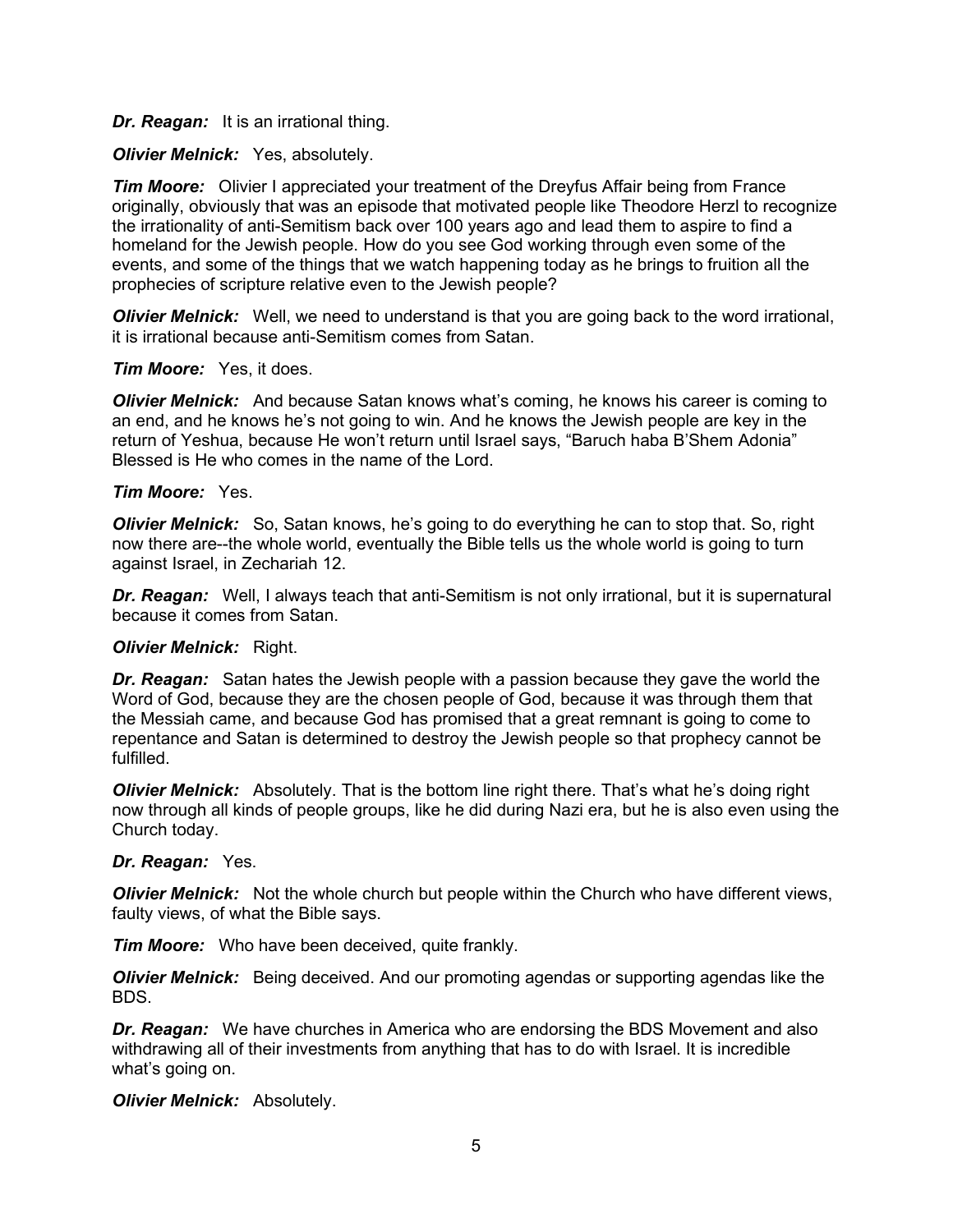***Dr. Reagan:*** It is an irrational thing.

***Olivier Melnick:*** Yes, absolutely.

***Tim Moore:*** Olivier I appreciated your treatment of the Dreyfus Affair being from France originally, obviously that was an episode that motivated people like Theodore Herzl to recognize the irrationality of anti-Semitism back over 100 years ago and lead them to aspire to find a homeland for the Jewish people. How do you see God working through even some of the events, and some of the things that we watch happening today as he brings to fruition all the prophecies of scripture relative even to the Jewish people?

***Olivier Melnick:*** Well, we need to understand is that you are going back to the word irrational, it is irrational because anti-Semitism comes from Satan.

***Tim Moore:*** Yes, it does.

***Olivier Melnick:*** And because Satan knows what's coming, he knows his career is coming to an end, and he knows he's not going to win. And he knows the Jewish people are key in the return of Yeshua, because He won't return until Israel says, "Baruch haba B'Shem Adonia" Blessed is He who comes in the name of the Lord.

***Tim Moore:*** Yes.

***Olivier Melnick:*** So, Satan knows, he's going to do everything he can to stop that. So, right now there are--the whole world, eventually the Bible tells us the whole world is going to turn against Israel, in Zechariah 12.

***Dr. Reagan:*** Well, I always teach that anti-Semitism is not only irrational, but it is supernatural because it comes from Satan.

***Olivier Melnick:*** Right.

***Dr. Reagan:*** Satan hates the Jewish people with a passion because they gave the world the Word of God, because they are the chosen people of God, because it was through them that the Messiah came, and because God has promised that a great remnant is going to come to repentance and Satan is determined to destroy the Jewish people so that prophecy cannot be fulfilled.

***Olivier Melnick:*** Absolutely. That is the bottom line right there. That's what he's doing right now through all kinds of people groups, like he did during Nazi era, but he is also even using the Church today.

***Dr. Reagan:*** Yes.

***Olivier Melnick:*** Not the whole church but people within the Church who have different views, faulty views, of what the Bible says.

***Tim Moore:*** Who have been deceived, quite frankly.

***Olivier Melnick:*** Being deceived. And our promoting agendas or supporting agendas like the BDS.

***Dr. Reagan:*** We have churches in America who are endorsing the BDS Movement and also withdrawing all of their investments from anything that has to do with Israel. It is incredible what's going on.

***Olivier Melnick:*** Absolutely.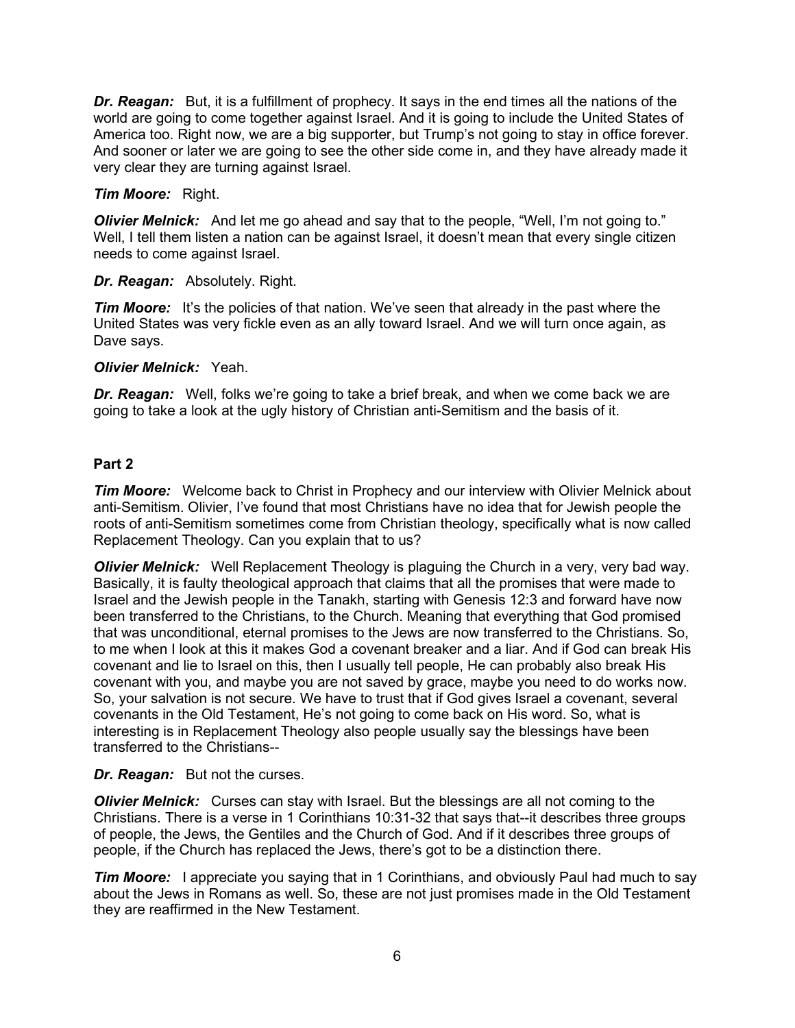***Dr. Reagan:*** But, it is a fulfillment of prophecy. It says in the end times all the nations of the world are going to come together against Israel. And it is going to include the United States of America too. Right now, we are a big supporter, but Trump's not going to stay in office forever. And sooner or later we are going to see the other side come in, and they have already made it very clear they are turning against Israel.

***Tim Moore:*** Right.

***Olivier Melnick:*** And let me go ahead and say that to the people, "Well, I'm not going to." Well, I tell them listen a nation can be against Israel, it doesn't mean that every single citizen needs to come against Israel.

***Dr. Reagan:*** Absolutely. Right.

***Tim Moore:*** It's the policies of that nation. We've seen that already in the past where the United States was very fickle even as an ally toward Israel. And we will turn once again, as Dave says.

***Olivier Melnick:*** Yeah.

***Dr. Reagan:*** Well, folks we're going to take a brief break, and when we come back we are going to take a look at the ugly history of Christian anti-Semitism and the basis of it.

**Part 2**

***Tim Moore:*** Welcome back to Christ in Prophecy and our interview with Olivier Melnick about anti-Semitism. Olivier, I've found that most Christians have no idea that for Jewish people the roots of anti-Semitism sometimes come from Christian theology, specifically what is now called Replacement Theology. Can you explain that to us?

***Olivier Melnick:*** Well Replacement Theology is plaguing the Church in a very, very bad way. Basically, it is faulty theological approach that claims that all the promises that were made to Israel and the Jewish people in the Tanakh, starting with Genesis 12:3 and forward have now been transferred to the Christians, to the Church. Meaning that everything that God promised that was unconditional, eternal promises to the Jews are now transferred to the Christians. So, to me when I look at this it makes God a covenant breaker and a liar. And if God can break His covenant and lie to Israel on this, then I usually tell people, He can probably also break His covenant with you, and maybe you are not saved by grace, maybe you need to do works now. So, your salvation is not secure. We have to trust that if God gives Israel a covenant, several covenants in the Old Testament, He's not going to come back on His word. So, what is interesting is in Replacement Theology also people usually say the blessings have been transferred to the Christians--

***Dr. Reagan:*** But not the curses.

***Olivier Melnick:*** Curses can stay with Israel. But the blessings are all not coming to the Christians. There is a verse in 1 Corinthians 10:31-32 that says that--it describes three groups of people, the Jews, the Gentiles and the Church of God. And if it describes three groups of people, if the Church has replaced the Jews, there's got to be a distinction there.

***Tim Moore:*** I appreciate you saying that in 1 Corinthians, and obviously Paul had much to say about the Jews in Romans as well. So, these are not just promises made in the Old Testament they are reaffirmed in the New Testament.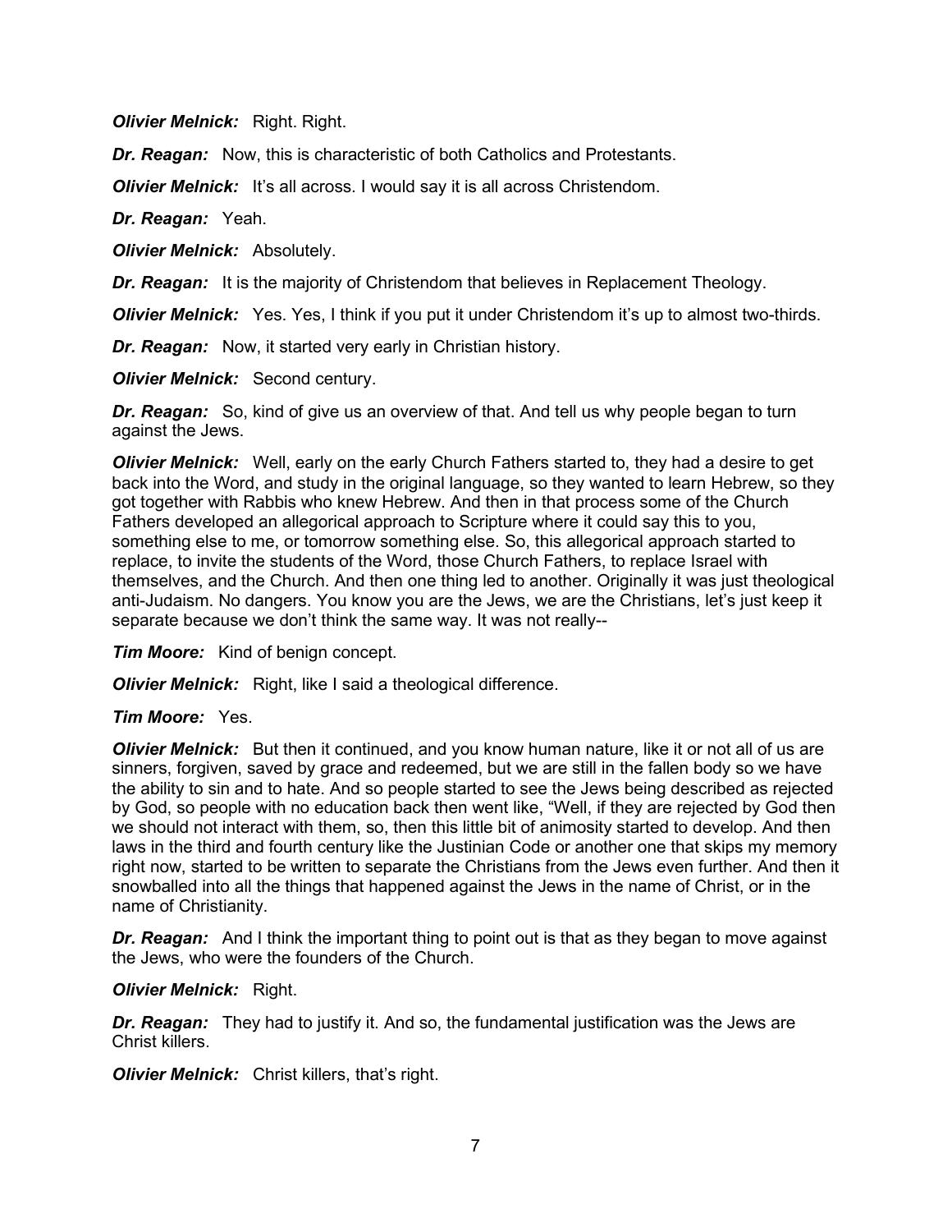***Olivier Melnick:*** Right. Right.

***Dr. Reagan:*** Now, this is characteristic of both Catholics and Protestants.

***Olivier Melnick:*** It's all across. I would say it is all across Christendom.

***Dr. Reagan:*** Yeah.

***Olivier Melnick:*** Absolutely.

***Dr. Reagan:*** It is the majority of Christendom that believes in Replacement Theology.

***Olivier Melnick:*** Yes. Yes, I think if you put it under Christendom it's up to almost two-thirds.

***Dr. Reagan:*** Now, it started very early in Christian history.

***Olivier Melnick:*** Second century.

***Dr. Reagan:*** So, kind of give us an overview of that. And tell us why people began to turn against the Jews.

***Olivier Melnick:*** Well, early on the early Church Fathers started to, they had a desire to get back into the Word, and study in the original language, so they wanted to learn Hebrew, so they got together with Rabbis who knew Hebrew. And then in that process some of the Church Fathers developed an allegorical approach to Scripture where it could say this to you, something else to me, or tomorrow something else. So, this allegorical approach started to replace, to invite the students of the Word, those Church Fathers, to replace Israel with themselves, and the Church. And then one thing led to another. Originally it was just theological anti-Judaism. No dangers. You know you are the Jews, we are the Christians, let's just keep it separate because we don't think the same way. It was not really--

***Tim Moore:*** Kind of benign concept.

***Olivier Melnick:*** Right, like I said a theological difference.

***Tim Moore:*** Yes.

***Olivier Melnick:*** But then it continued, and you know human nature, like it or not all of us are sinners, forgiven, saved by grace and redeemed, but we are still in the fallen body so we have the ability to sin and to hate. And so people started to see the Jews being described as rejected by God, so people with no education back then went like, "Well, if they are rejected by God then we should not interact with them, so, then this little bit of animosity started to develop. And then laws in the third and fourth century like the Justinian Code or another one that skips my memory right now, started to be written to separate the Christians from the Jews even further. And then it snowballed into all the things that happened against the Jews in the name of Christ, or in the name of Christianity.

***Dr. Reagan:*** And I think the important thing to point out is that as they began to move against the Jews, who were the founders of the Church.

***Olivier Melnick:*** Right.

***Dr. Reagan:*** They had to justify it. And so, the fundamental justification was the Jews are Christ killers.

***Olivier Melnick:*** Christ killers, that's right.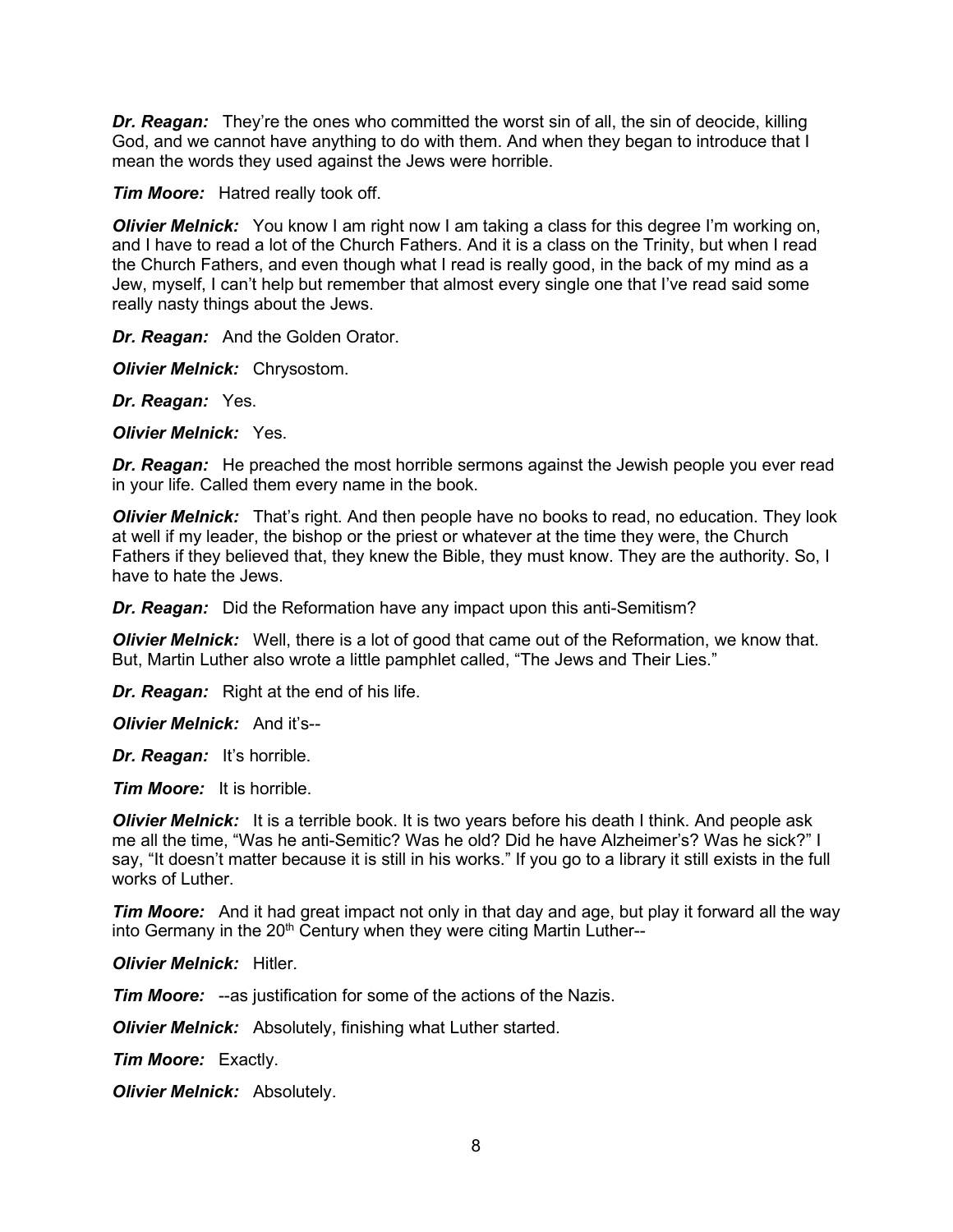***Dr. Reagan:*** They're the ones who committed the worst sin of all, the sin of deocide, killing God, and we cannot have anything to do with them. And when they began to introduce that I mean the words they used against the Jews were horrible.

***Tim Moore:*** Hatred really took off.

***Olivier Melnick:*** You know I am right now I am taking a class for this degree I'm working on, and I have to read a lot of the Church Fathers. And it is a class on the Trinity, but when I read the Church Fathers, and even though what I read is really good, in the back of my mind as a Jew, myself, I can't help but remember that almost every single one that I've read said some really nasty things about the Jews.

***Dr. Reagan:*** And the Golden Orator.

***Olivier Melnick:*** Chrysostom.

***Dr. Reagan:*** Yes.

***Olivier Melnick:*** Yes.

***Dr. Reagan:*** He preached the most horrible sermons against the Jewish people you ever read in your life. Called them every name in the book.

***Olivier Melnick:*** That's right. And then people have no books to read, no education. They look at well if my leader, the bishop or the priest or whatever at the time they were, the Church Fathers if they believed that, they knew the Bible, they must know. They are the authority. So, I have to hate the Jews.

***Dr. Reagan:*** Did the Reformation have any impact upon this anti-Semitism?

***Olivier Melnick:*** Well, there is a lot of good that came out of the Reformation, we know that. But, Martin Luther also wrote a little pamphlet called, "The Jews and Their Lies."

***Dr. Reagan:*** Right at the end of his life.

***Olivier Melnick:*** And it's--

***Dr. Reagan:*** It's horrible.

***Tim Moore:*** It is horrible.

***Olivier Melnick:*** It is a terrible book. It is two years before his death I think. And people ask me all the time, "Was he anti-Semitic? Was he old? Did he have Alzheimer's? Was he sick?" I say, "It doesn't matter because it is still in his works." If you go to a library it still exists in the full works of Luther.

***Tim Moore:*** And it had great impact not only in that day and age, but play it forward all the way into Germany in the 20th Century when they were citing Martin Luther--

***Olivier Melnick:*** Hitler.

***Tim Moore:*** --as justification for some of the actions of the Nazis.

***Olivier Melnick:*** Absolutely, finishing what Luther started.

***Tim Moore:*** Exactly.

***Olivier Melnick:*** Absolutely.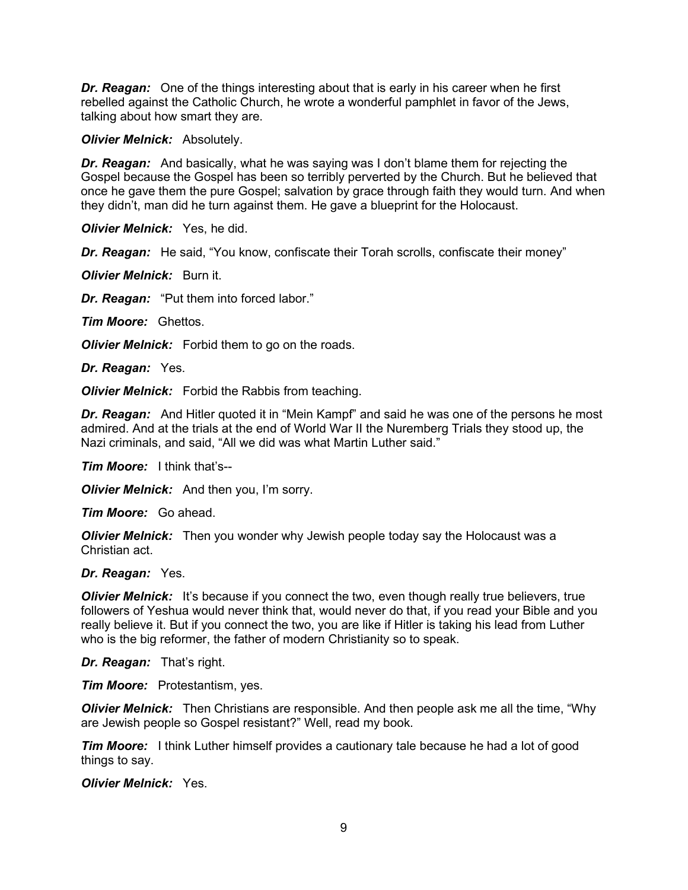***Dr. Reagan:*** One of the things interesting about that is early in his career when he first rebelled against the Catholic Church, he wrote a wonderful pamphlet in favor of the Jews, talking about how smart they are.

***Olivier Melnick:*** Absolutely.

***Dr. Reagan:*** And basically, what he was saying was I don't blame them for rejecting the Gospel because the Gospel has been so terribly perverted by the Church. But he believed that once he gave them the pure Gospel; salvation by grace through faith they would turn. And when they didn't, man did he turn against them. He gave a blueprint for the Holocaust.

***Olivier Melnick:*** Yes, he did.

***Dr. Reagan:*** He said, "You know, confiscate their Torah scrolls, confiscate their money"

***Olivier Melnick:*** Burn it.

***Dr. Reagan:*** "Put them into forced labor."

***Tim Moore:*** Ghettos.

***Olivier Melnick:*** Forbid them to go on the roads.

***Dr. Reagan:*** Yes.

***Olivier Melnick:*** Forbid the Rabbis from teaching.

***Dr. Reagan:*** And Hitler quoted it in "Mein Kampf" and said he was one of the persons he most admired. And at the trials at the end of World War II the Nuremberg Trials they stood up, the Nazi criminals, and said, "All we did was what Martin Luther said."

***Tim Moore:*** I think that's--

***Olivier Melnick:*** And then you, I'm sorry.

***Tim Moore:*** Go ahead.

***Olivier Melnick:*** Then you wonder why Jewish people today say the Holocaust was a Christian act.

***Dr. Reagan:*** Yes.

***Olivier Melnick:*** It's because if you connect the two, even though really true believers, true followers of Yeshua would never think that, would never do that, if you read your Bible and you really believe it. But if you connect the two, you are like if Hitler is taking his lead from Luther who is the big reformer, the father of modern Christianity so to speak.

***Dr. Reagan:*** That's right.

***Tim Moore:*** Protestantism, yes.

***Olivier Melnick:*** Then Christians are responsible. And then people ask me all the time, "Why are Jewish people so Gospel resistant?" Well, read my book.

***Tim Moore:*** I think Luther himself provides a cautionary tale because he had a lot of good things to say.

***Olivier Melnick:*** Yes.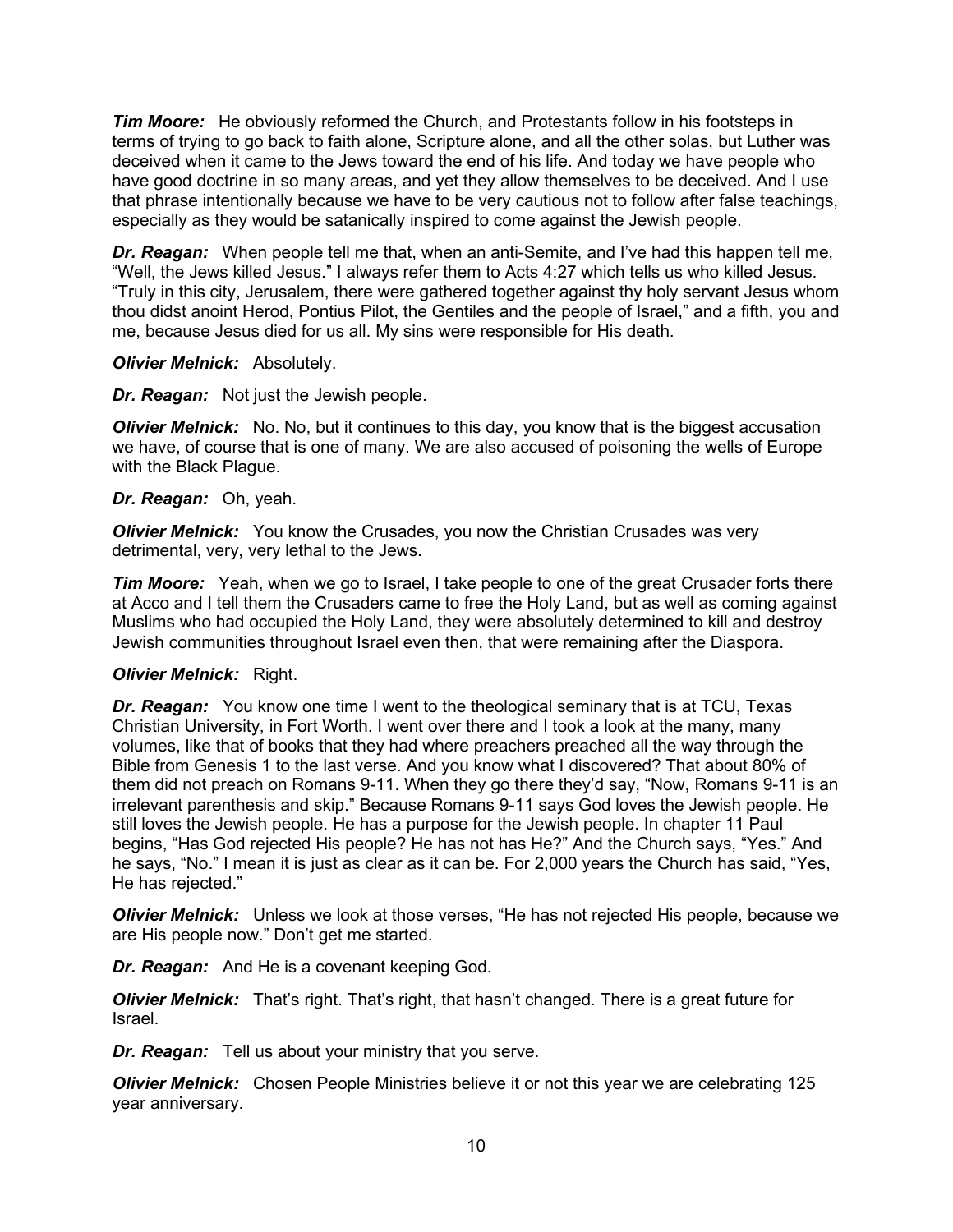***Tim Moore:*** He obviously reformed the Church, and Protestants follow in his footsteps in terms of trying to go back to faith alone, Scripture alone, and all the other solas, but Luther was deceived when it came to the Jews toward the end of his life. And today we have people who have good doctrine in so many areas, and yet they allow themselves to be deceived. And I use that phrase intentionally because we have to be very cautious not to follow after false teachings, especially as they would be satanically inspired to come against the Jewish people.

***Dr. Reagan:*** When people tell me that, when an anti-Semite, and I've had this happen tell me, "Well, the Jews killed Jesus." I always refer them to Acts 4:27 which tells us who killed Jesus. "Truly in this city, Jerusalem, there were gathered together against thy holy servant Jesus whom thou didst anoint Herod, Pontius Pilot, the Gentiles and the people of Israel," and a fifth, you and me, because Jesus died for us all. My sins were responsible for His death.

***Olivier Melnick:*** Absolutely.

***Dr. Reagan:*** Not just the Jewish people.

***Olivier Melnick:*** No. No, but it continues to this day, you know that is the biggest accusation we have, of course that is one of many. We are also accused of poisoning the wells of Europe with the Black Plague.

***Dr. Reagan:*** Oh, yeah.

***Olivier Melnick:*** You know the Crusades, you now the Christian Crusades was very detrimental, very, very lethal to the Jews.

***Tim Moore:*** Yeah, when we go to Israel, I take people to one of the great Crusader forts there at Acco and I tell them the Crusaders came to free the Holy Land, but as well as coming against Muslims who had occupied the Holy Land, they were absolutely determined to kill and destroy Jewish communities throughout Israel even then, that were remaining after the Diaspora.

***Olivier Melnick:*** Right.

***Dr. Reagan:*** You know one time I went to the theological seminary that is at TCU, Texas Christian University, in Fort Worth. I went over there and I took a look at the many, many volumes, like that of books that they had where preachers preached all the way through the Bible from Genesis 1 to the last verse. And you know what I discovered? That about 80% of them did not preach on Romans 9-11. When they go there they'd say, "Now, Romans 9-11 is an irrelevant parenthesis and skip." Because Romans 9-11 says God loves the Jewish people. He still loves the Jewish people. He has a purpose for the Jewish people. In chapter 11 Paul begins, "Has God rejected His people? He has not has He?" And the Church says, "Yes." And he says, "No." I mean it is just as clear as it can be. For 2,000 years the Church has said, "Yes, He has rejected."

***Olivier Melnick:*** Unless we look at those verses, "He has not rejected His people, because we are His people now." Don't get me started.

***Dr. Reagan:*** And He is a covenant keeping God.

***Olivier Melnick:*** That's right. That's right, that hasn't changed. There is a great future for Israel.

***Dr. Reagan:*** Tell us about your ministry that you serve.

***Olivier Melnick:*** Chosen People Ministries believe it or not this year we are celebrating 125 year anniversary.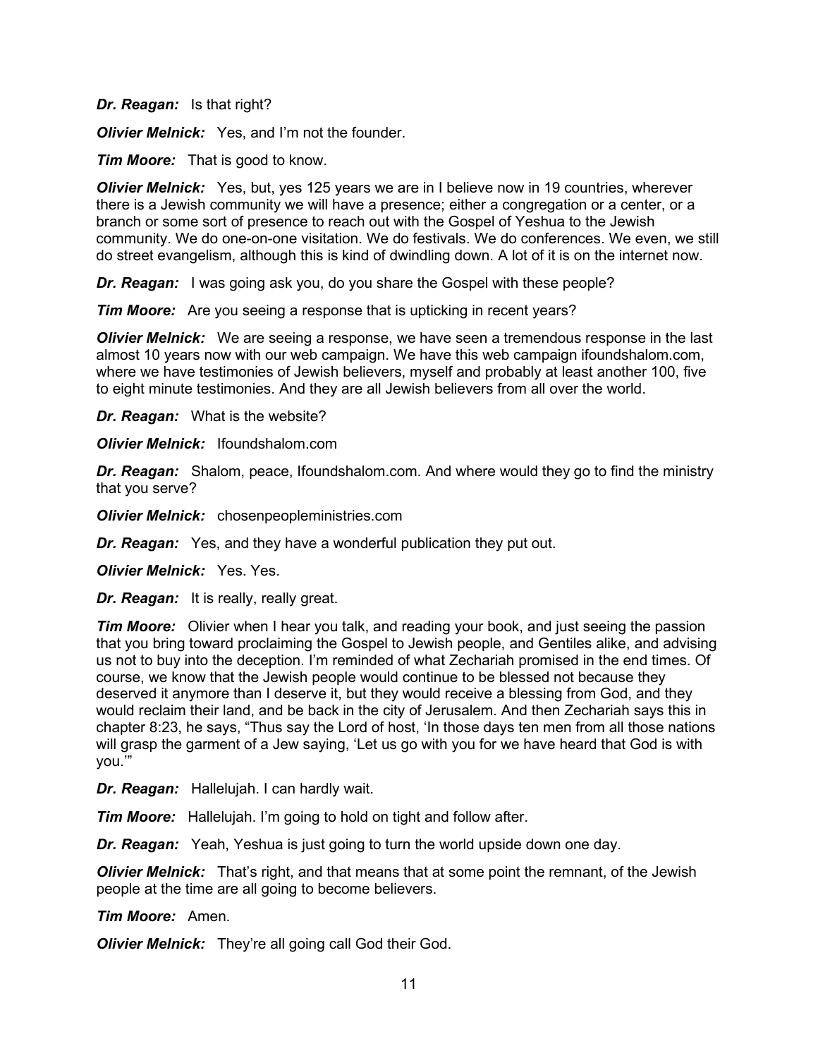***Dr. Reagan:*** Is that right?

***Olivier Melnick:*** Yes, and I'm not the founder.

***Tim Moore:*** That is good to know.

***Olivier Melnick:*** Yes, but, yes 125 years we are in I believe now in 19 countries, wherever there is a Jewish community we will have a presence; either a congregation or a center, or a branch or some sort of presence to reach out with the Gospel of Yeshua to the Jewish community. We do one-on-one visitation. We do festivals. We do conferences. We even, we still do street evangelism, although this is kind of dwindling down. A lot of it is on the internet now.

***Dr. Reagan:*** I was going ask you, do you share the Gospel with these people?

***Tim Moore:*** Are you seeing a response that is upticking in recent years?

***Olivier Melnick:*** We are seeing a response, we have seen a tremendous response in the last almost 10 years now with our web campaign. We have this web campaign ifoundshalom.com, where we have testimonies of Jewish believers, myself and probably at least another 100, five to eight minute testimonies. And they are all Jewish believers from all over the world.

***Dr. Reagan:*** What is the website?

***Olivier Melnick:*** Ifoundshalom.com

***Dr. Reagan:*** Shalom, peace, Ifoundshalom.com. And where would they go to find the ministry that you serve?

***Olivier Melnick:*** chosenpeopleministries.com

***Dr. Reagan:*** Yes, and they have a wonderful publication they put out.

***Olivier Melnick:*** Yes. Yes.

***Dr. Reagan:*** It is really, really great.

***Tim Moore:*** Olivier when I hear you talk, and reading your book, and just seeing the passion that you bring toward proclaiming the Gospel to Jewish people, and Gentiles alike, and advising us not to buy into the deception. I'm reminded of what Zechariah promised in the end times. Of course, we know that the Jewish people would continue to be blessed not because they deserved it anymore than I deserve it, but they would receive a blessing from God, and they would reclaim their land, and be back in the city of Jerusalem. And then Zechariah says this in chapter 8:23, he says, "Thus say the Lord of host, 'In those days ten men from all those nations will grasp the garment of a Jew saying, 'Let us go with you for we have heard that God is with you.'"

***Dr. Reagan:*** Hallelujah. I can hardly wait.

***Tim Moore:*** Hallelujah. I'm going to hold on tight and follow after.

***Dr. Reagan:*** Yeah, Yeshua is just going to turn the world upside down one day.

***Olivier Melnick:*** That's right, and that means that at some point the remnant, of the Jewish people at the time are all going to become believers.

***Tim Moore:*** Amen.

***Olivier Melnick:*** They're all going call God their God.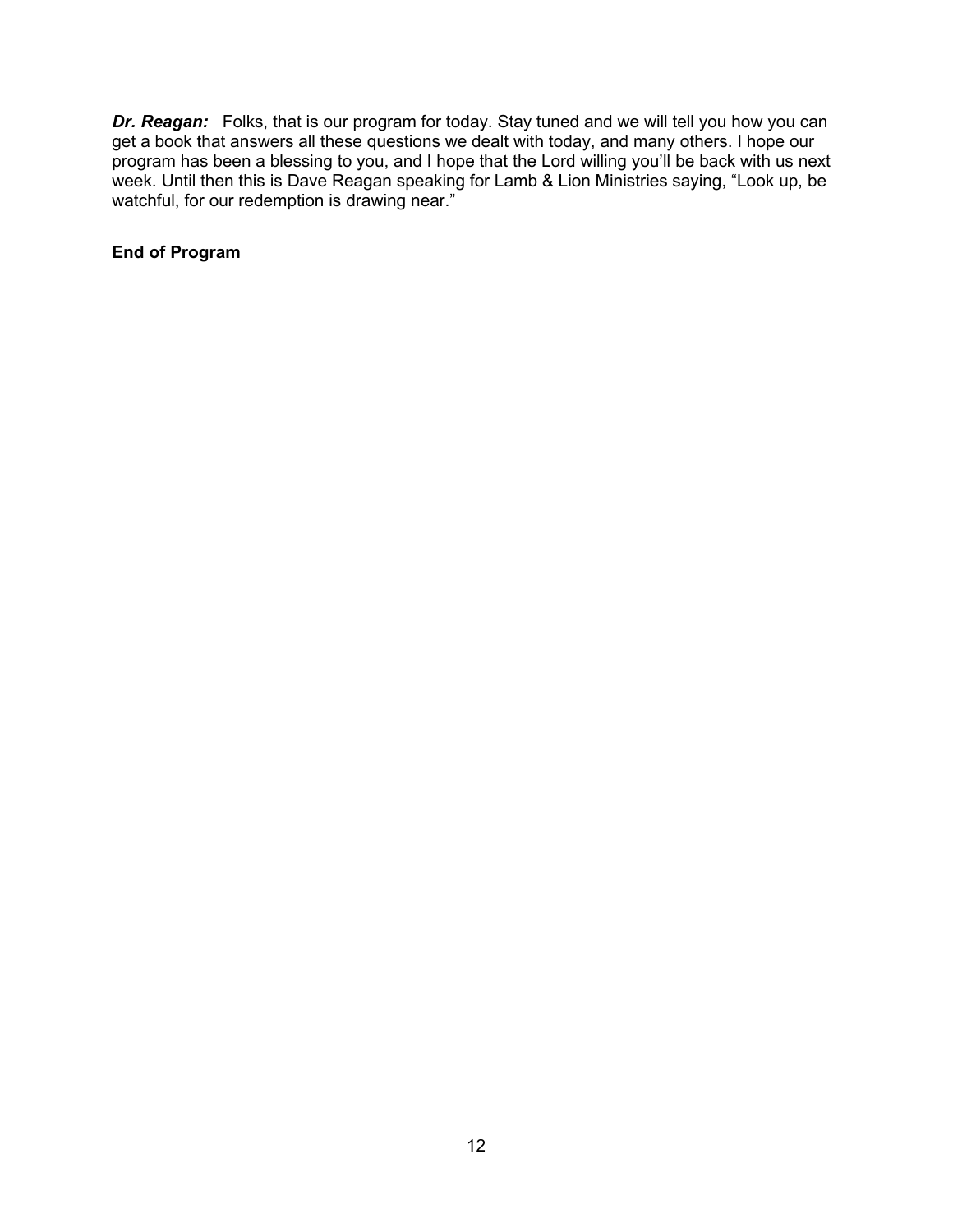***Dr. Reagan:*** Folks, that is our program for today. Stay tuned and we will tell you how you can get a book that answers all these questions we dealt with today, and many others. I hope our program has been a blessing to you, and I hope that the Lord willing you'll be back with us next week. Until then this is Dave Reagan speaking for Lamb & Lion Ministries saying, "Look up, be watchful, for our redemption is drawing near."

**End of Program**